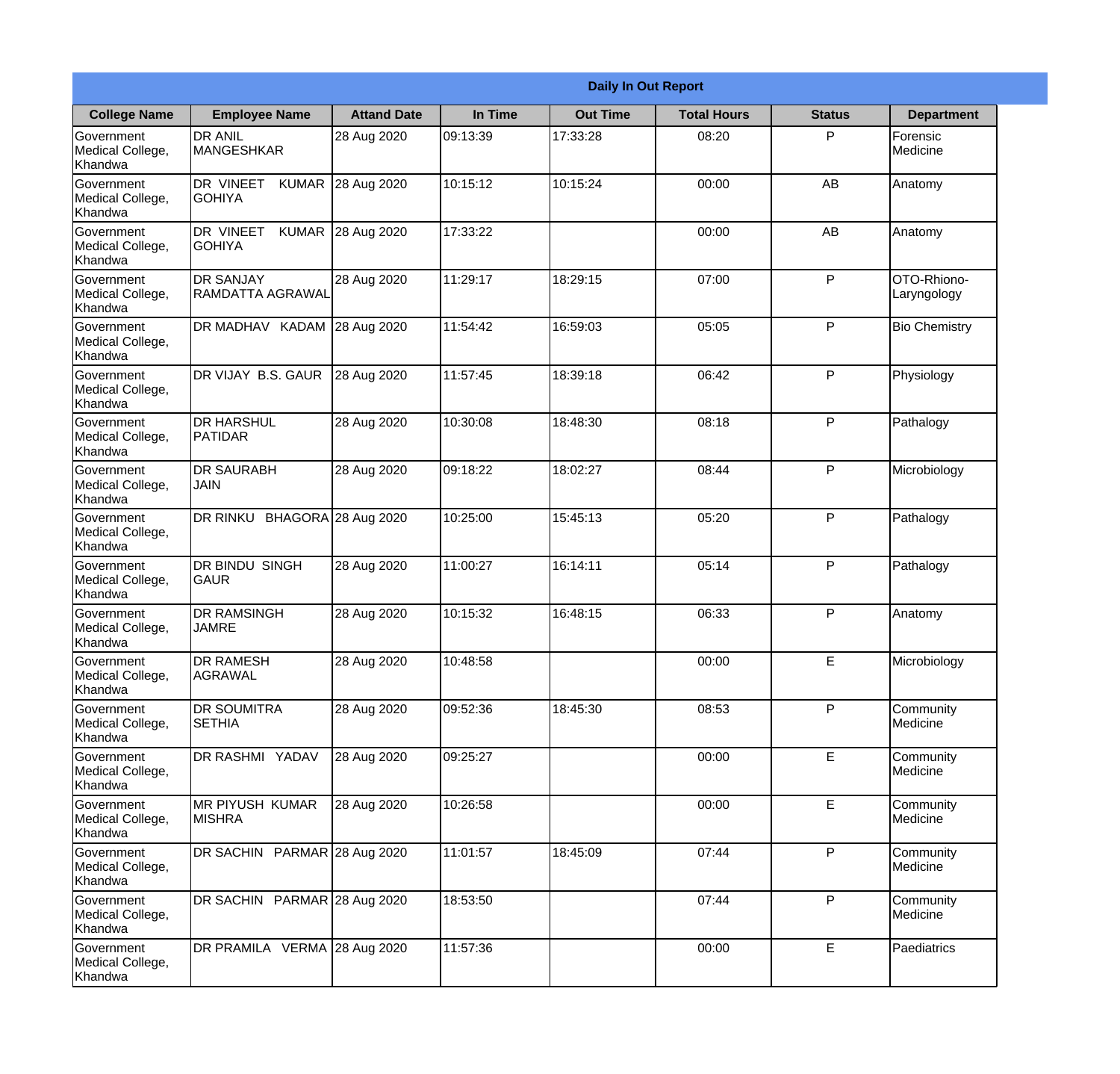| Daily In Out Report | | | | | | | |
|---|---|---|---|---|---|---|---|
| **College Name** | **Employee Name** | **Attand Date** | **In Time** | **Out Time** | **Total Hours** | **Status** | **Department** |
| Government Medical College, Khandwa | DR ANIL MANGESHKAR | 28 Aug 2020 | 09:13:39 | 17:33:28 | 08:20 | P | Forensic Medicine |
| Government Medical College, Khandwa | DR VINEET KUMAR GOHIYA | 28 Aug 2020 | 10:15:12 | 10:15:24 | 00:00 | AB | Anatomy |
| Government Medical College, Khandwa | DR VINEET KUMAR GOHIYA | 28 Aug 2020 | 17:33:22 | | 00:00 | AB | Anatomy |
| Government Medical College, Khandwa | DR SANJAY RAMDATTA AGRAWAL | 28 Aug 2020 | 11:29:17 | 18:29:15 | 07:00 | P | OTO-Rhiono-Laryngology |
| Government Medical College, Khandwa | DR MADHAV KADAM | 28 Aug 2020 | 11:54:42 | 16:59:03 | 05:05 | P | Bio Chemistry |
| Government Medical College, Khandwa | DR VIJAY B.S. GAUR | 28 Aug 2020 | 11:57:45 | 18:39:18 | 06:42 | P | Physiology |
| Government Medical College, Khandwa | DR HARSHUL PATIDAR | 28 Aug 2020 | 10:30:08 | 18:48:30 | 08:18 | P | Pathalogy |
| Government Medical College, Khandwa | DR SAURABH JAIN | 28 Aug 2020 | 09:18:22 | 18:02:27 | 08:44 | P | Microbiology |
| Government Medical College, Khandwa | DR RINKU BHAGORA | 28 Aug 2020 | 10:25:00 | 15:45:13 | 05:20 | P | Pathalogy |
| Government Medical College, Khandwa | DR BINDU SINGH GAUR | 28 Aug 2020 | 11:00:27 | 16:14:11 | 05:14 | P | Pathalogy |
| Government Medical College, Khandwa | DR RAMSINGH JAMRE | 28 Aug 2020 | 10:15:32 | 16:48:15 | 06:33 | P | Anatomy |
| Government Medical College, Khandwa | DR RAMESH AGRAWAL | 28 Aug 2020 | 10:48:58 | | 00:00 | E | Microbiology |
| Government Medical College, Khandwa | DR SOUMITRA SETHIA | 28 Aug 2020 | 09:52:36 | 18:45:30 | 08:53 | P | Community Medicine |
| Government Medical College, Khandwa | DR RASHMI YADAV | 28 Aug 2020 | 09:25:27 | | 00:00 | E | Community Medicine |
| Government Medical College, Khandwa | MR PIYUSH KUMAR MISHRA | 28 Aug 2020 | 10:26:58 | | 00:00 | E | Community Medicine |
| Government Medical College, Khandwa | DR SACHIN PARMAR | 28 Aug 2020 | 11:01:57 | 18:45:09 | 07:44 | P | Community Medicine |
| Government Medical College, Khandwa | DR SACHIN PARMAR | 28 Aug 2020 | 18:53:50 | | 07:44 | P | Community Medicine |
| Government Medical College, Khandwa | DR PRAMILA VERMA | 28 Aug 2020 | 11:57:36 | | 00:00 | E | Paediatrics |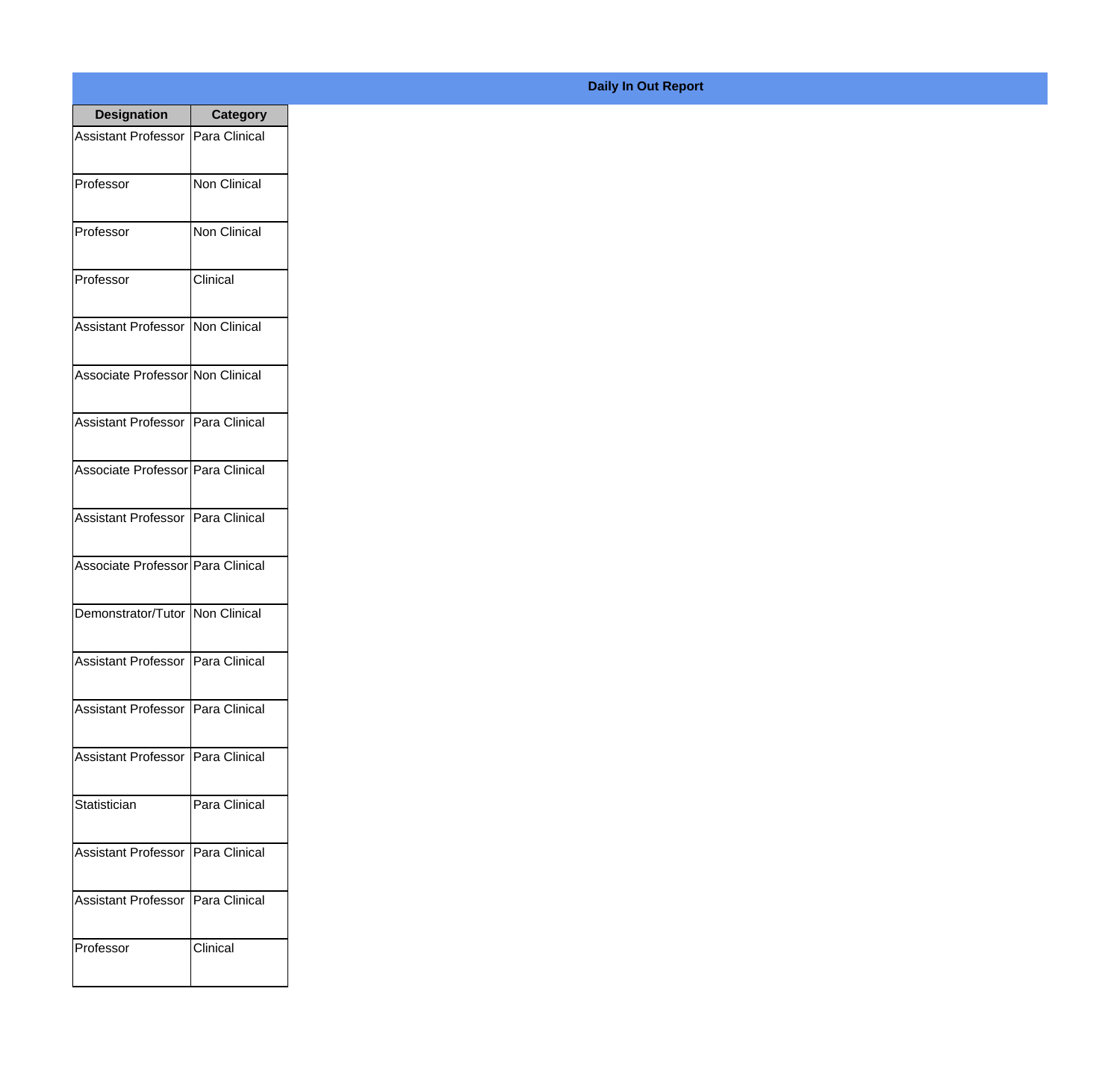**Daily In Out Report**

| Designation | Category |
| --- | --- |
| Assistant Professor | Para Clinical |
| Professor | Non Clinical |
| Professor | Non Clinical |
| Professor | Clinical |
| Assistant Professor | Non Clinical |
| Associate Professor | Non Clinical |
| Assistant Professor | Para Clinical |
| Associate Professor | Para Clinical |
| Assistant Professor | Para Clinical |
| Associate Professor | Para Clinical |
| Demonstrator/Tutor | Non Clinical |
| Assistant Professor | Para Clinical |
| Assistant Professor | Para Clinical |
| Assistant Professor | Para Clinical |
| Statistician | Para Clinical |
| Assistant Professor | Para Clinical |
| Assistant Professor | Para Clinical |
| Professor | Clinical |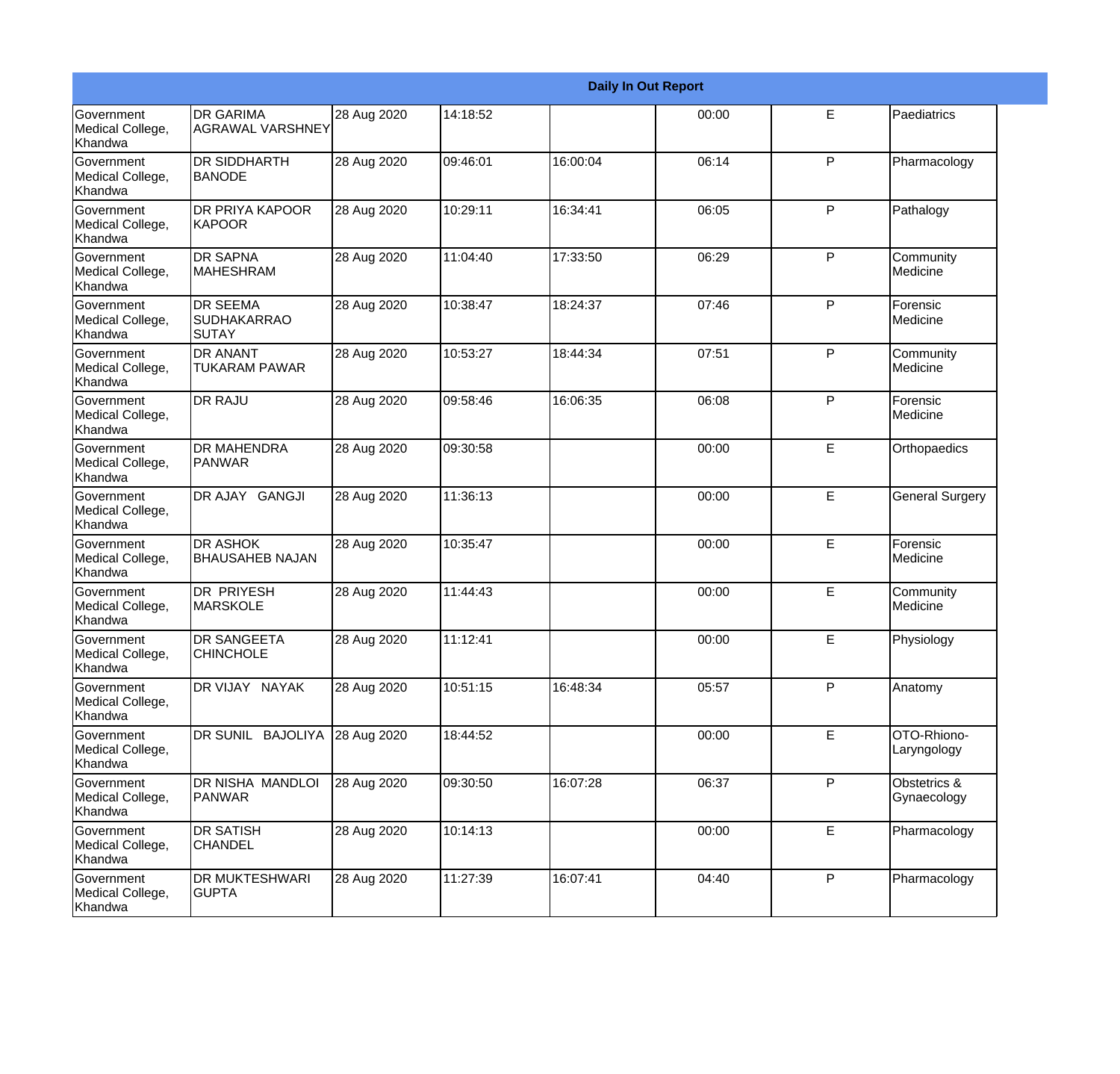| Daily In Out Report | | | | | | | |
|---|---|---|---|---|---|---|---|
| Government Medical College, Khandwa | DR GARIMA AGRAWAL VARSHNEY | 28 Aug 2020 | 14:18:52 | | 00:00 | E | Paediatrics |
| Government Medical College, Khandwa | DR SIDDHARTH BANODE | 28 Aug 2020 | 09:46:01 | 16:00:04 | 06:14 | P | Pharmacology |
| Government Medical College, Khandwa | DR PRIYA KAPOOR KAPOOR | 28 Aug 2020 | 10:29:11 | 16:34:41 | 06:05 | P | Pathalogy |
| Government Medical College, Khandwa | DR SAPNA MAHESHRAM | 28 Aug 2020 | 11:04:40 | 17:33:50 | 06:29 | P | Community Medicine |
| Government Medical College, Khandwa | DR SEEMA SUDHAKARRAO SUTAY | 28 Aug 2020 | 10:38:47 | 18:24:37 | 07:46 | P | Forensic Medicine |
| Government Medical College, Khandwa | DR ANANT TUKARAM PAWAR | 28 Aug 2020 | 10:53:27 | 18:44:34 | 07:51 | P | Community Medicine |
| Government Medical College, Khandwa | DR RAJU | 28 Aug 2020 | 09:58:46 | 16:06:35 | 06:08 | P | Forensic Medicine |
| Government Medical College, Khandwa | DR MAHENDRA PANWAR | 28 Aug 2020 | 09:30:58 | | 00:00 | E | Orthopaedics |
| Government Medical College, Khandwa | DR AJAY GANGJI | 28 Aug 2020 | 11:36:13 | | 00:00 | E | General Surgery |
| Government Medical College, Khandwa | DR ASHOK BHAUSAHEB NAJAN | 28 Aug 2020 | 10:35:47 | | 00:00 | E | Forensic Medicine |
| Government Medical College, Khandwa | DR PRIYESH MARSKOLE | 28 Aug 2020 | 11:44:43 | | 00:00 | E | Community Medicine |
| Government Medical College, Khandwa | DR SANGEETA CHINCHOLE | 28 Aug 2020 | 11:12:41 | | 00:00 | E | Physiology |
| Government Medical College, Khandwa | DR VIJAY NAYAK | 28 Aug 2020 | 10:51:15 | 16:48:34 | 05:57 | P | Anatomy |
| Government Medical College, Khandwa | DR SUNIL BAJOLIYA | 28 Aug 2020 | 18:44:52 | | 00:00 | E | OTO-Rhiono-Laryngology |
| Government Medical College, Khandwa | DR NISHA MANDLOI PANWAR | 28 Aug 2020 | 09:30:50 | 16:07:28 | 06:37 | P | Obstetrics & Gynaecology |
| Government Medical College, Khandwa | DR SATISH CHANDEL | 28 Aug 2020 | 10:14:13 | | 00:00 | E | Pharmacology |
| Government Medical College, Khandwa | DR MUKTESHWARI GUPTA | 28 Aug 2020 | 11:27:39 | 16:07:41 | 04:40 | P | Pharmacology |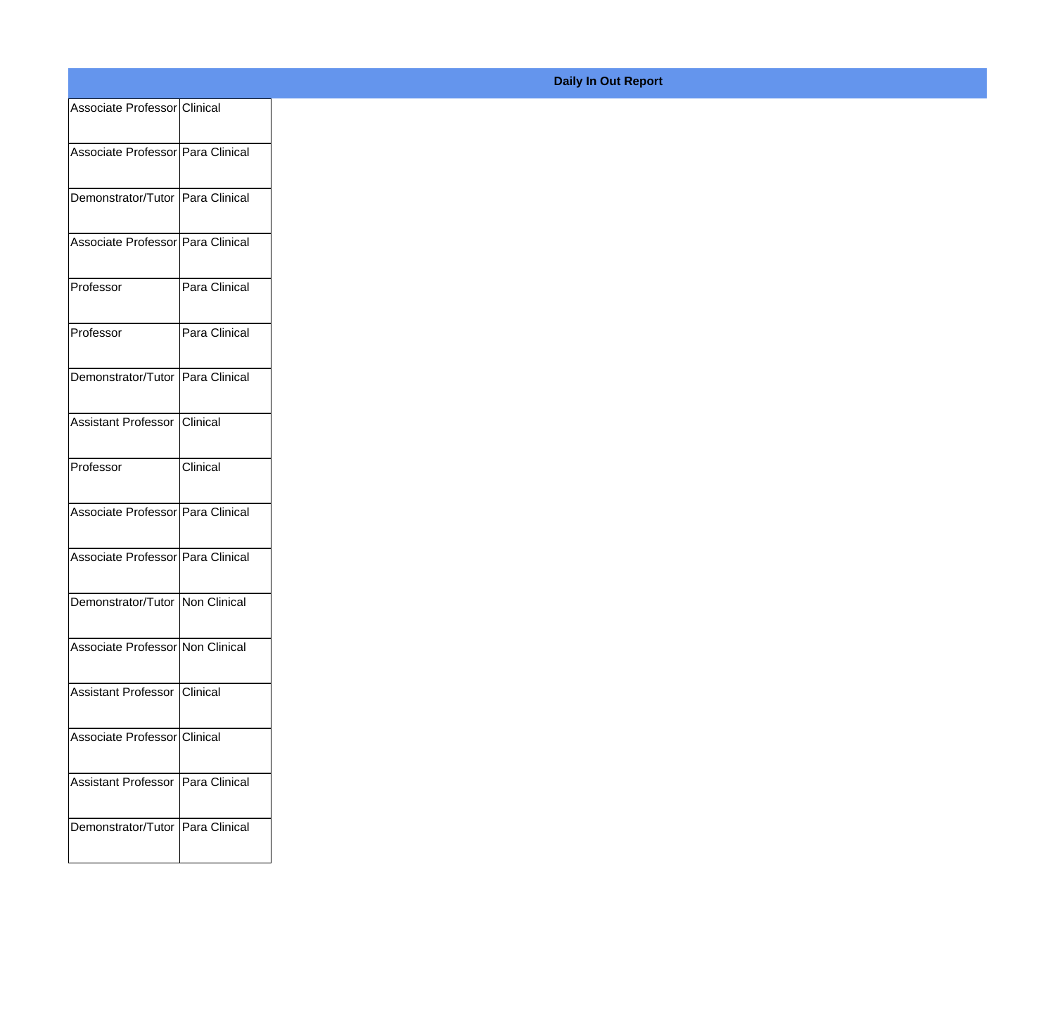**Daily In Out Report**

| | |
|---|---|
| Associate Professor | Clinical |
| Associate Professor | Para Clinical |
| Demonstrator/Tutor | Para Clinical |
| Associate Professor | Para Clinical |
| Professor | Para Clinical |
| Professor | Para Clinical |
| Demonstrator/Tutor | Para Clinical |
| Assistant Professor | Clinical |
| Professor | Clinical |
| Associate Professor | Para Clinical |
| Associate Professor | Para Clinical |
| Demonstrator/Tutor | Non Clinical |
| Associate Professor | Non Clinical |
| Assistant Professor | Clinical |
| Associate Professor | Clinical |
| Assistant Professor | Para Clinical |
| Demonstrator/Tutor | Para Clinical |